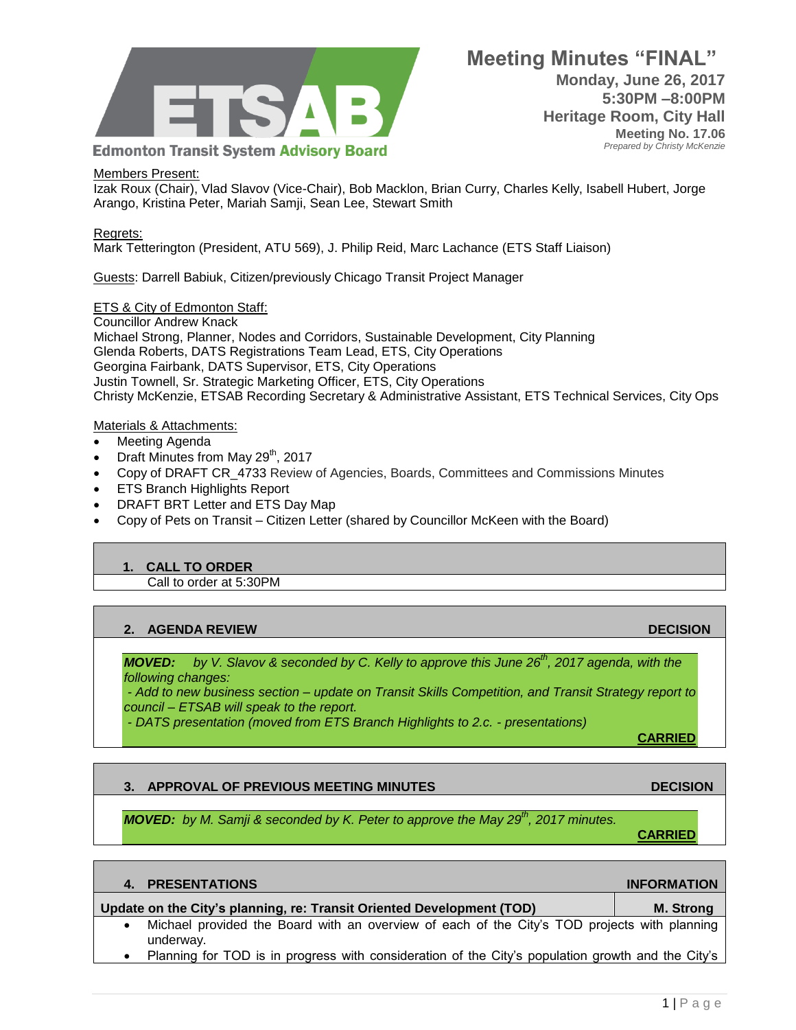**Edmonton Transit System Advisory Board**

# Meeting Minutes "FINAL"

**Monday, June 26, 2017**
**5:30PM –8:00PM**
**Heritage Room, City Hall**
**Meeting No. 17.06**
*Prepared by Christy McKenzie*

Members Present:
Izak Roux (Chair), Vlad Slavov (Vice-Chair), Bob Macklon, Brian Curry, Charles Kelly, Isabell Hubert, Jorge Arango, Kristina Peter, Mariah Samji, Sean Lee, Stewart Smith

Regrets:
Mark Tetterington (President, ATU 569), J. Philip Reid, Marc Lachance (ETS Staff Liaison)

Guests: Darrell Babiuk, Citizen/previously Chicago Transit Project Manager

ETS & City of Edmonton Staff:
Councillor Andrew Knack
Michael Strong, Planner, Nodes and Corridors, Sustainable Development, City Planning
Glenda Roberts, DATS Registrations Team Lead, ETS, City Operations
Georgina Fairbank, DATS Supervisor, ETS, City Operations
Justin Townell, Sr. Strategic Marketing Officer, ETS, City Operations
Christy McKenzie, ETSAB Recording Secretary & Administrative Assistant, ETS Technical Services, City Ops

Materials & Attachments:
- Meeting Agenda
- Draft Minutes from May 29th, 2017
- Copy of DRAFT CR_4733 Review of Agencies, Boards, Committees and Commissions Minutes
- ETS Branch Highlights Report
- DRAFT BRT Letter and ETS Day Map
- Copy of Pets on Transit – Citizen Letter (shared by Councillor McKeen with the Board)

## 1. CALL TO ORDER

Call to order at 5:30PM

## 2. AGENDA REVIEW — DECISION

***MOVED:*** *by V. Slavov & seconded by C. Kelly to approve this June 26th, 2017 agenda, with the following changes:*
*- Add to new business section – update on Transit Skills Competition, and Transit Strategy report to council – ETSAB will speak to the report.*
*- DATS presentation (moved from ETS Branch Highlights to 2.c. - presentations)*

**CARRIED**

## 3. APPROVAL OF PREVIOUS MEETING MINUTES — DECISION

***MOVED:*** *by M. Samji & seconded by K. Peter to approve the May 29th, 2017 minutes.*

**CARRIED**

## 4. PRESENTATIONS — INFORMATION

**Update on the City's planning, re: Transit Oriented Development (TOD) — M. Strong**

- Michael provided the Board with an overview of each of the City's TOD projects with planning underway.
- Planning for TOD is in progress with consideration of the City's population growth and the City's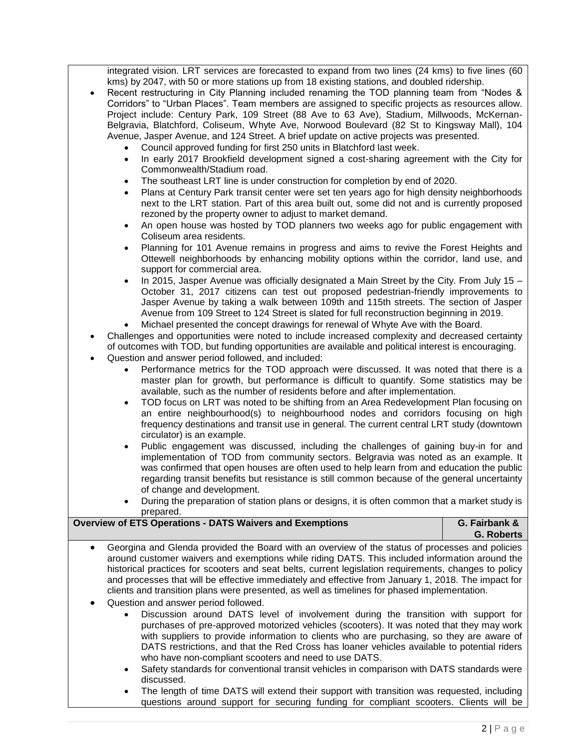integrated vision. LRT services are forecasted to expand from two lines (24 kms) to five lines (60 kms) by 2047, with 50 or more stations up from 18 existing stations, and doubled ridership.

- Recent restructuring in City Planning included renaming the TOD planning team from “Nodes & Corridors” to “Urban Places”. Team members are assigned to specific projects as resources allow. Project include: Century Park, 109 Street (88 Ave to 63 Ave), Stadium, Millwoods, McKernan-Belgravia, Blatchford, Coliseum, Whyte Ave, Norwood Boulevard (82 St to Kingsway Mall), 104 Avenue, Jasper Avenue, and 124 Street. A brief update on active projects was presented.
  - Council approved funding for first 250 units in Blatchford last week.
  - In early 2017 Brookfield development signed a cost-sharing agreement with the City for Commonwealth/Stadium road.
  - The southeast LRT line is under construction for completion by end of 2020.
  - Plans at Century Park transit center were set ten years ago for high density neighborhoods next to the LRT station. Part of this area built out, some did not and is currently proposed rezoned by the property owner to adjust to market demand.
  - An open house was hosted by TOD planners two weeks ago for public engagement with Coliseum area residents.
  - Planning for 101 Avenue remains in progress and aims to revive the Forest Heights and Ottewell neighborhoods by enhancing mobility options within the corridor, land use, and support for commercial area.
  - In 2015, Jasper Avenue was officially designated a Main Street by the City. From July 15 – October 31, 2017 citizens can test out proposed pedestrian-friendly improvements to Jasper Avenue by taking a walk between 109th and 115th streets. The section of Jasper Avenue from 109 Street to 124 Street is slated for full reconstruction beginning in 2019.
  - Michael presented the concept drawings for renewal of Whyte Ave with the Board.
- Challenges and opportunities were noted to include increased complexity and decreased certainty of outcomes with TOD, but funding opportunities are available and political interest is encouraging.
- Question and answer period followed, and included:
  - Performance metrics for the TOD approach were discussed. It was noted that there is a master plan for growth, but performance is difficult to quantify. Some statistics may be available, such as the number of residents before and after implementation.
  - TOD focus on LRT was noted to be shifting from an Area Redevelopment Plan focusing on an entire neighbourhood(s) to neighbourhood nodes and corridors focusing on high frequency destinations and transit use in general. The current central LRT study (downtown circulator) is an example.
  - Public engagement was discussed, including the challenges of gaining buy-in for and implementation of TOD from community sectors. Belgravia was noted as an example. It was confirmed that open houses are often used to help learn from and education the public regarding transit benefits but resistance is still common because of the general uncertainty of change and development.
  - During the preparation of station plans or designs, it is often common that a market study is prepared.

| **Overview of ETS Operations - DATS Waivers and Exemptions** | **G. Fairbank & G. Roberts** |
|---|---|

- Georgina and Glenda provided the Board with an overview of the status of processes and policies around customer waivers and exemptions while riding DATS. This included information around the historical practices for scooters and seat belts, current legislation requirements, changes to policy and processes that will be effective immediately and effective from January 1, 2018. The impact for clients and transition plans were presented, as well as timelines for phased implementation.
- Question and answer period followed.
  - Discussion around DATS level of involvement during the transition with support for purchases of pre-approved motorized vehicles (scooters). It was noted that they may work with suppliers to provide information to clients who are purchasing, so they are aware of DATS restrictions, and that the Red Cross has loaner vehicles available to potential riders who have non-compliant scooters and need to use DATS.
  - Safety standards for conventional transit vehicles in comparison with DATS standards were discussed.
  - The length of time DATS will extend their support with transition was requested, including questions around support for securing funding for compliant scooters. Clients will be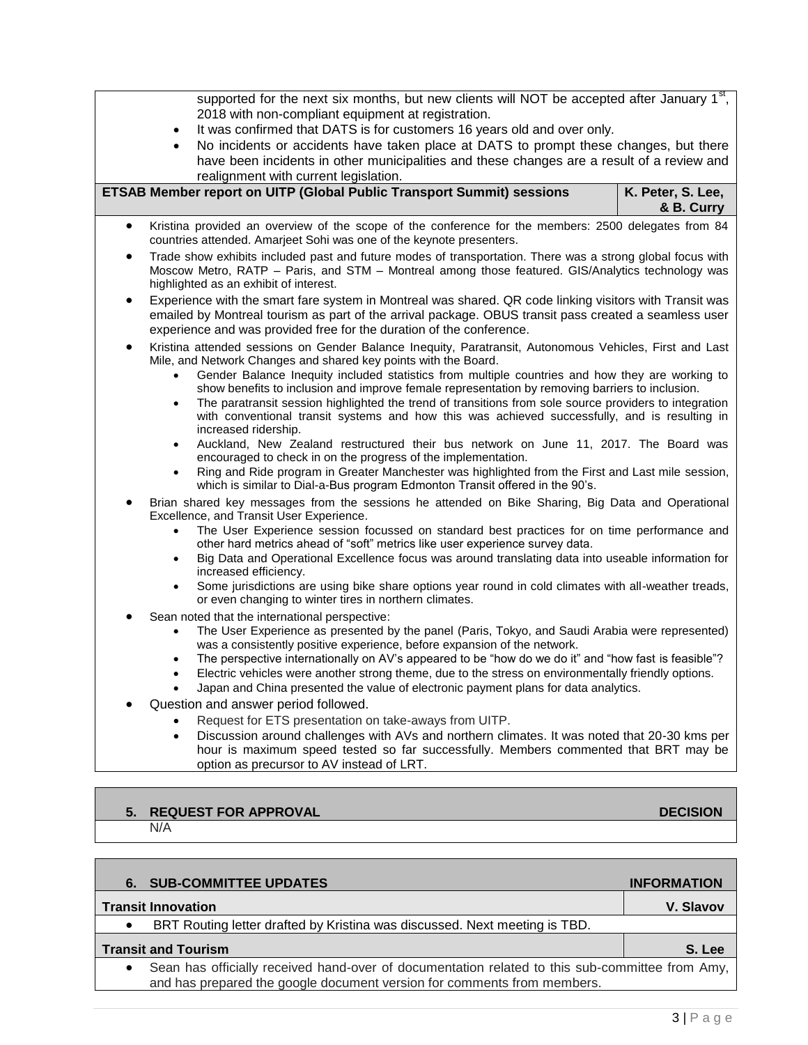supported for the next six months, but new clients will NOT be accepted after January 1st, 2018 with non-compliant equipment at registration.

- It was confirmed that DATS is for customers 16 years old and over only.
- No incidents or accidents have taken place at DATS to prompt these changes, but there have been incidents in other municipalities and these changes are a result of a review and realignment with current legislation.

| ETSAB Member report on UITP (Global Public Transport Summit) sessions | K. Peter, S. Lee, & B. Curry |
|---|---|

- Kristina provided an overview of the scope of the conference for the members: 2500 delegates from 84 countries attended. Amarjeet Sohi was one of the keynote presenters.
- Trade show exhibits included past and future modes of transportation. There was a strong global focus with Moscow Metro, RATP – Paris, and STM – Montreal among those featured. GIS/Analytics technology was highlighted as an exhibit of interest.
- Experience with the smart fare system in Montreal was shared. QR code linking visitors with Transit was emailed by Montreal tourism as part of the arrival package. OBUS transit pass created a seamless user experience and was provided free for the duration of the conference.
- Kristina attended sessions on Gender Balance Inequity, Paratransit, Autonomous Vehicles, First and Last Mile, and Network Changes and shared key points with the Board.
  - Gender Balance Inequity included statistics from multiple countries and how they are working to show benefits to inclusion and improve female representation by removing barriers to inclusion.
  - The paratransit session highlighted the trend of transitions from sole source providers to integration with conventional transit systems and how this was achieved successfully, and is resulting in increased ridership.
  - Auckland, New Zealand restructured their bus network on June 11, 2017. The Board was encouraged to check in on the progress of the implementation.
  - Ring and Ride program in Greater Manchester was highlighted from the First and Last mile session, which is similar to Dial-a-Bus program Edmonton Transit offered in the 90's.
- Brian shared key messages from the sessions he attended on Bike Sharing, Big Data and Operational Excellence, and Transit User Experience.
  - The User Experience session focussed on standard best practices for on time performance and other hard metrics ahead of "soft" metrics like user experience survey data.
  - Big Data and Operational Excellence focus was around translating data into useable information for increased efficiency.
  - Some jurisdictions are using bike share options year round in cold climates with all-weather treads, or even changing to winter tires in northern climates.
- Sean noted that the international perspective:
  - The User Experience as presented by the panel (Paris, Tokyo, and Saudi Arabia were represented) was a consistently positive experience, before expansion of the network.
  - The perspective internationally on AV's appeared to be "how do we do it" and "how fast is feasible"?
  - Electric vehicles were another strong theme, due to the stress on environmentally friendly options.
  - Japan and China presented the value of electronic payment plans for data analytics.
- Question and answer period followed.
  - Request for ETS presentation on take-aways from UITP.
  - Discussion around challenges with AVs and northern climates. It was noted that 20-30 kms per hour is maximum speed tested so far successfully. Members commented that BRT may be option as precursor to AV instead of LRT.

| 5. REQUEST FOR APPROVAL | DECISION |
|---|---|
| N/A | |

| 6. SUB-COMMITTEE UPDATES | INFORMATION |
|---|---|
| **Transit Innovation** | **V. Slavov** |

- BRT Routing letter drafted by Kristina was discussed. Next meeting is TBD.

| Transit and Tourism | S. Lee |
|---|---|

- Sean has officially received hand-over of documentation related to this sub-committee from Amy, and has prepared the google document version for comments from members.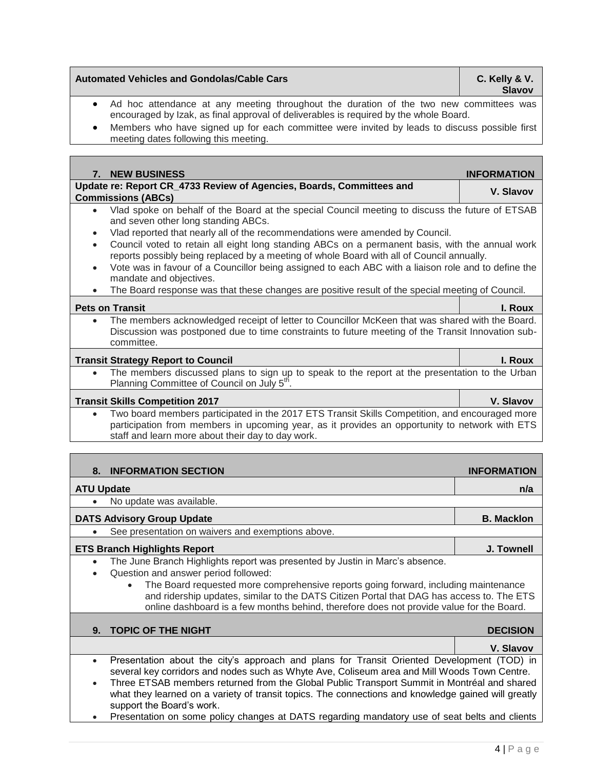| Automated Vehicles and Gondolas/Cable Cars | C. Kelly & V. Slavov |
|---|---|

- Ad hoc attendance at any meeting throughout the duration of the two new committees was encouraged by Izak, as final approval of deliverables is required by the whole Board.
- Members who have signed up for each committee were invited by leads to discuss possible first meeting dates following this meeting.

## 7. NEW BUSINESS — INFORMATION

**Update re: Report CR_4733 Review of Agencies, Boards, Committees and Commissions (ABCs)** — **V. Slavov**

- Vlad spoke on behalf of the Board at the special Council meeting to discuss the future of ETSAB and seven other long standing ABCs.
- Vlad reported that nearly all of the recommendations were amended by Council.
- Council voted to retain all eight long standing ABCs on a permanent basis, with the annual work reports possibly being replaced by a meeting of whole Board with all of Council annually.
- Vote was in favour of a Councillor being assigned to each ABC with a liaison role and to define the mandate and objectives.
- The Board response was that these changes are positive result of the special meeting of Council.

**Pets on Transit** — **I. Roux**

- The members acknowledged receipt of letter to Councillor McKeen that was shared with the Board. Discussion was postponed due to time constraints to future meeting of the Transit Innovation sub-committee.

**Transit Strategy Report to Council** — **I. Roux**

- The members discussed plans to sign up to speak to the report at the presentation to the Urban Planning Committee of Council on July 5th.

**Transit Skills Competition 2017** — **V. Slavov**

- Two board members participated in the 2017 ETS Transit Skills Competition, and encouraged more participation from members in upcoming year, as it provides an opportunity to network with ETS staff and learn more about their day to day work.

## 8. INFORMATION SECTION — INFORMATION

**ATU Update** — **n/a**

- No update was available.

**DATS Advisory Group Update** — **B. Macklon**

- See presentation on waivers and exemptions above.

**ETS Branch Highlights Report** — **J. Townell**

- The June Branch Highlights report was presented by Justin in Marc's absence.
- Question and answer period followed:
  - The Board requested more comprehensive reports going forward, including maintenance and ridership updates, similar to the DATS Citizen Portal that DAG has access to. The ETS online dashboard is a few months behind, therefore does not provide value for the Board.

## 9. TOPIC OF THE NIGHT — DECISION

**V. Slavov**

- Presentation about the city's approach and plans for Transit Oriented Development (TOD) in several key corridors and nodes such as Whyte Ave, Coliseum area and Mill Woods Town Centre.
- Three ETSAB members returned from the Global Public Transport Summit in Montréal and shared what they learned on a variety of transit topics. The connections and knowledge gained will greatly support the Board's work.
- Presentation on some policy changes at DATS regarding mandatory use of seat belts and clients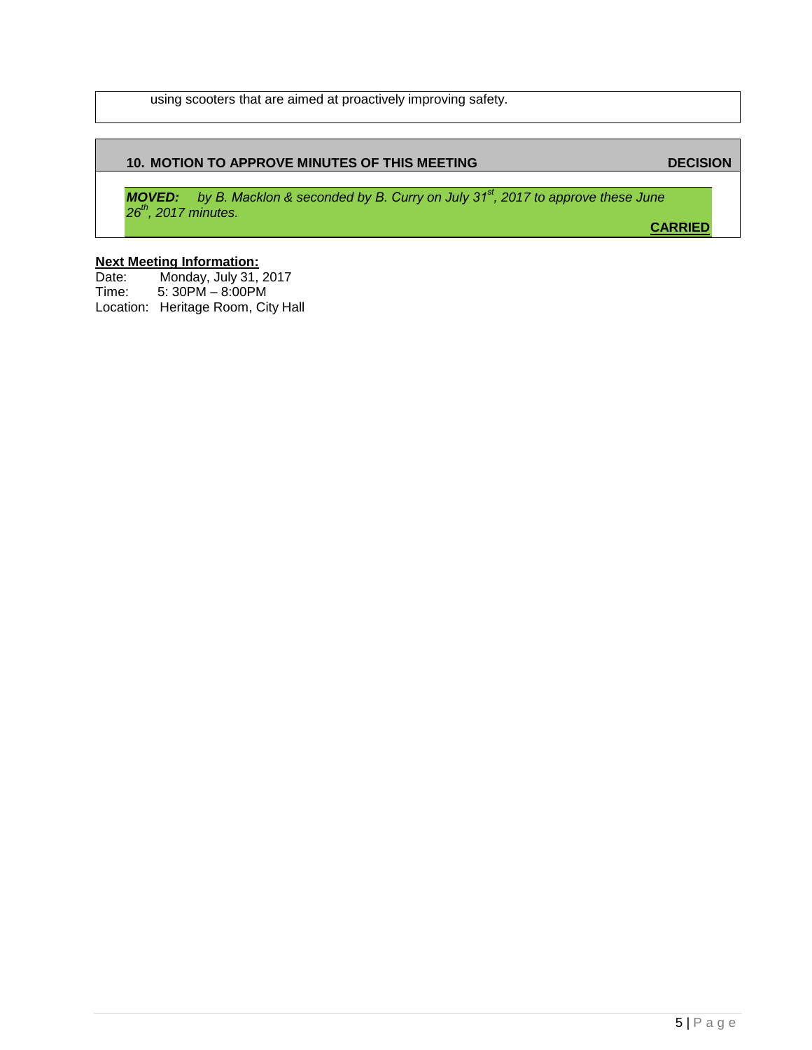using scooters that are aimed at proactively improving safety.

## 10. MOTION TO APPROVE MINUTES OF THIS MEETING — DECISION

***MOVED:*** *by B. Macklon & seconded by B. Curry on July 31st, 2017 to approve these June 26th, 2017 minutes.*

**CARRIED**

**Next Meeting Information:**

Date: Monday, July 31, 2017
Time: 5: 30PM – 8:00PM
Location: Heritage Room, City Hall